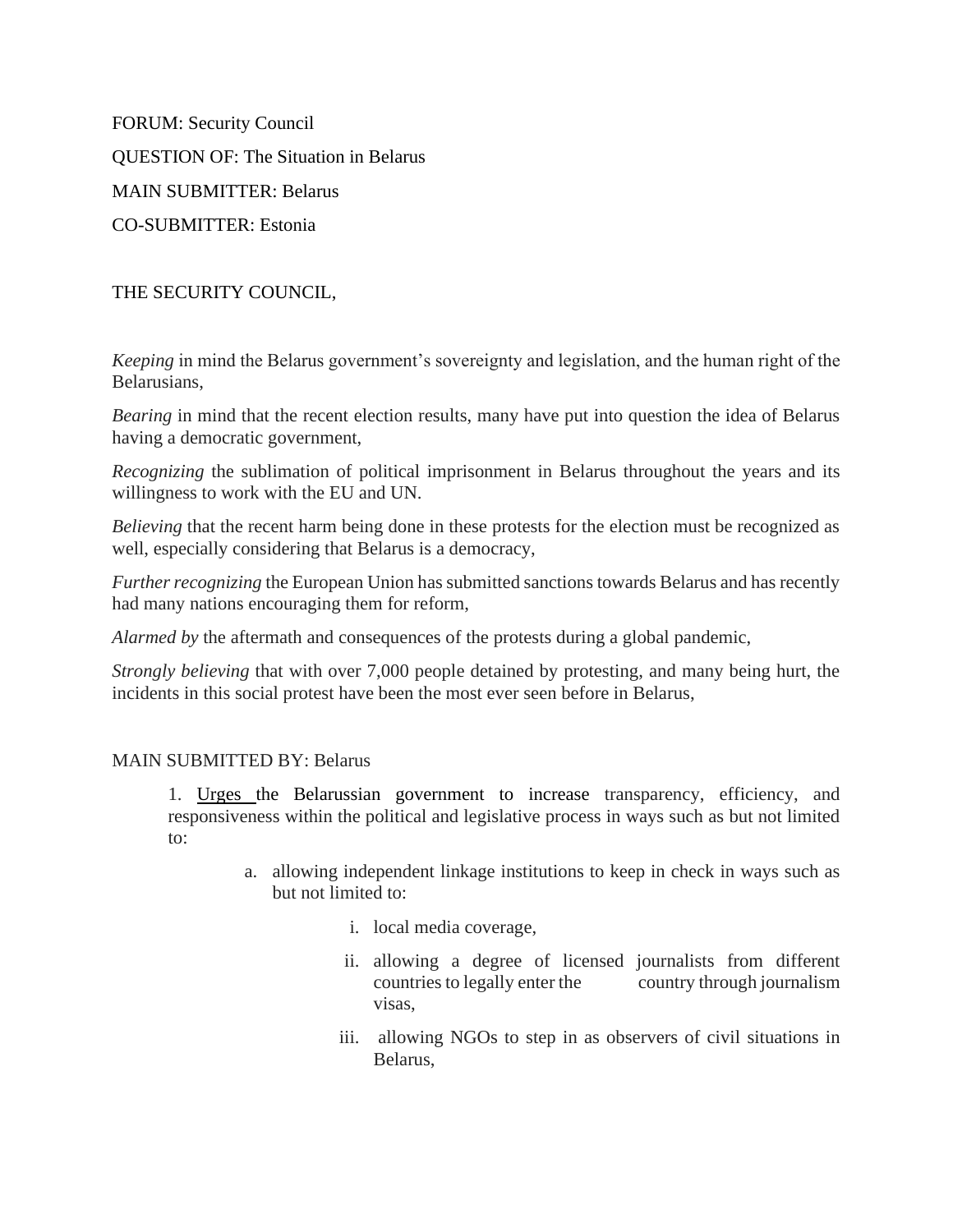FORUM: Security Council

QUESTION OF: The Situation in Belarus

MAIN SUBMITTER: Belarus

CO-SUBMITTER: Estonia

THE SECURITY COUNCIL,

*Keeping* in mind the Belarus government's sovereignty and legislation, and the human right of the Belarusians,

*Bearing* in mind that the recent election results, many have put into question the idea of Belarus having a democratic government,

*Recognizing* the sublimation of political imprisonment in Belarus throughout the years and its willingness to work with the EU and UN.

*Believing* that the recent harm being done in these protests for the election must be recognized as well, especially considering that Belarus is a democracy,

*Further recognizing* the European Union has submitted sanctions towards Belarus and has recently had many nations encouraging them for reform,

*Alarmed by* the aftermath and consequences of the protests during a global pandemic,

*Strongly believing* that with over 7,000 people detained by protesting, and many being hurt, the incidents in this social protest have been the most ever seen before in Belarus,

MAIN SUBMITTED BY: Belarus

1. <u>Urges</u> the Belarussian government to increase transparency, efficiency, and responsiveness within the political and legislative process in ways such as but not limited to:

    a. allowing independent linkage institutions to keep in check in ways such as but not limited to:

        i. local media coverage,

        ii. allowing a degree of licensed journalists from different countries to legally enter the country through journalism visas,

        iii. allowing NGOs to step in as observers of civil situations in Belarus,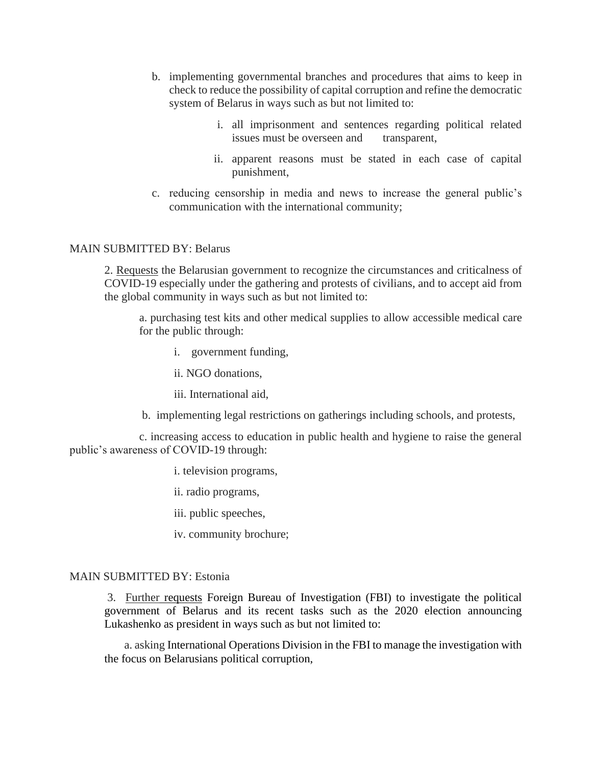b. implementing governmental branches and procedures that aims to keep in check to reduce the possibility of capital corruption and refine the democratic system of Belarus in ways such as but not limited to:

   i. all imprisonment and sentences regarding political related issues must be overseen and transparent,

   ii. apparent reasons must be stated in each case of capital punishment,

c. reducing censorship in media and news to increase the general public's communication with the international community;

MAIN SUBMITTED BY: Belarus

2. <u>Requests</u> the Belarusian government to recognize the circumstances and criticalness of COVID-19 especially under the gathering and protests of civilians, and to accept aid from the global community in ways such as but not limited to:

a. purchasing test kits and other medical supplies to allow accessible medical care for the public through:

   i. government funding,

   ii. NGO donations,

   iii. International aid,

b. implementing legal restrictions on gatherings including schools, and protests,

c. increasing access to education in public health and hygiene to raise the general public's awareness of COVID-19 through:

   i. television programs,

   ii. radio programs,

   iii. public speeches,

   iv. community brochure;

MAIN SUBMITTED BY: Estonia

3. <u>Further requests</u> Foreign Bureau of Investigation (FBI) to investigate the political government of Belarus and its recent tasks such as the 2020 election announcing Lukashenko as president in ways such as but not limited to:

a. asking International Operations Division in the FBI to manage the investigation with the focus on Belarusians political corruption,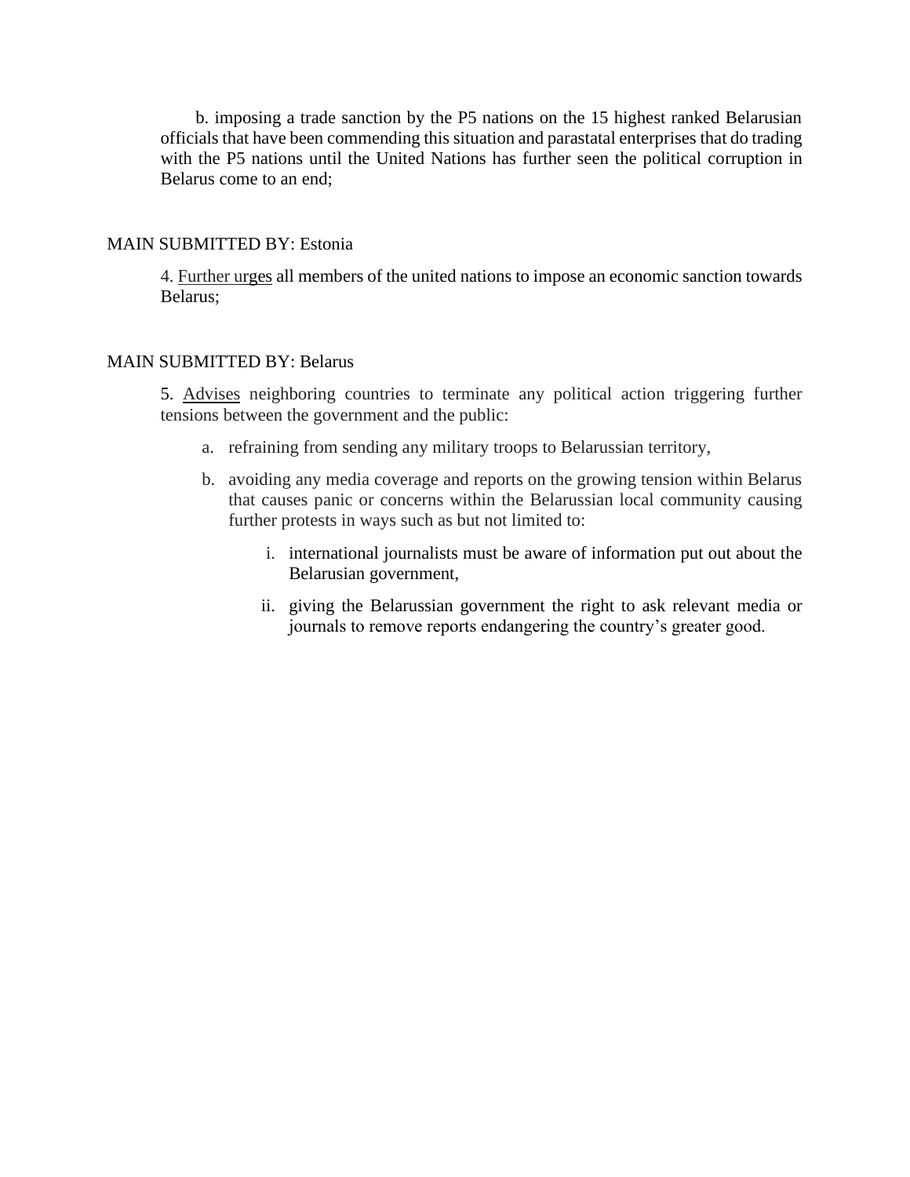b. imposing a trade sanction by the P5 nations on the 15 highest ranked Belarusian officials that have been commending this situation and parastatal enterprises that do trading with the P5 nations until the United Nations has further seen the political corruption in Belarus come to an end;

MAIN SUBMITTED BY: Estonia

4. <u>Further urges</u> all members of the united nations to impose an economic sanction towards Belarus;

MAIN SUBMITTED BY: Belarus

5. <u>Advises</u> neighboring countries to terminate any political action triggering further tensions between the government and the public:

   a. refraining from sending any military troops to Belarussian territory,

   b. avoiding any media coverage and reports on the growing tension within Belarus that causes panic or concerns within the Belarussian local community causing further protests in ways such as but not limited to:

      i. international journalists must be aware of information put out about the Belarusian government,

      ii. giving the Belarussian government the right to ask relevant media or journals to remove reports endangering the country's greater good.